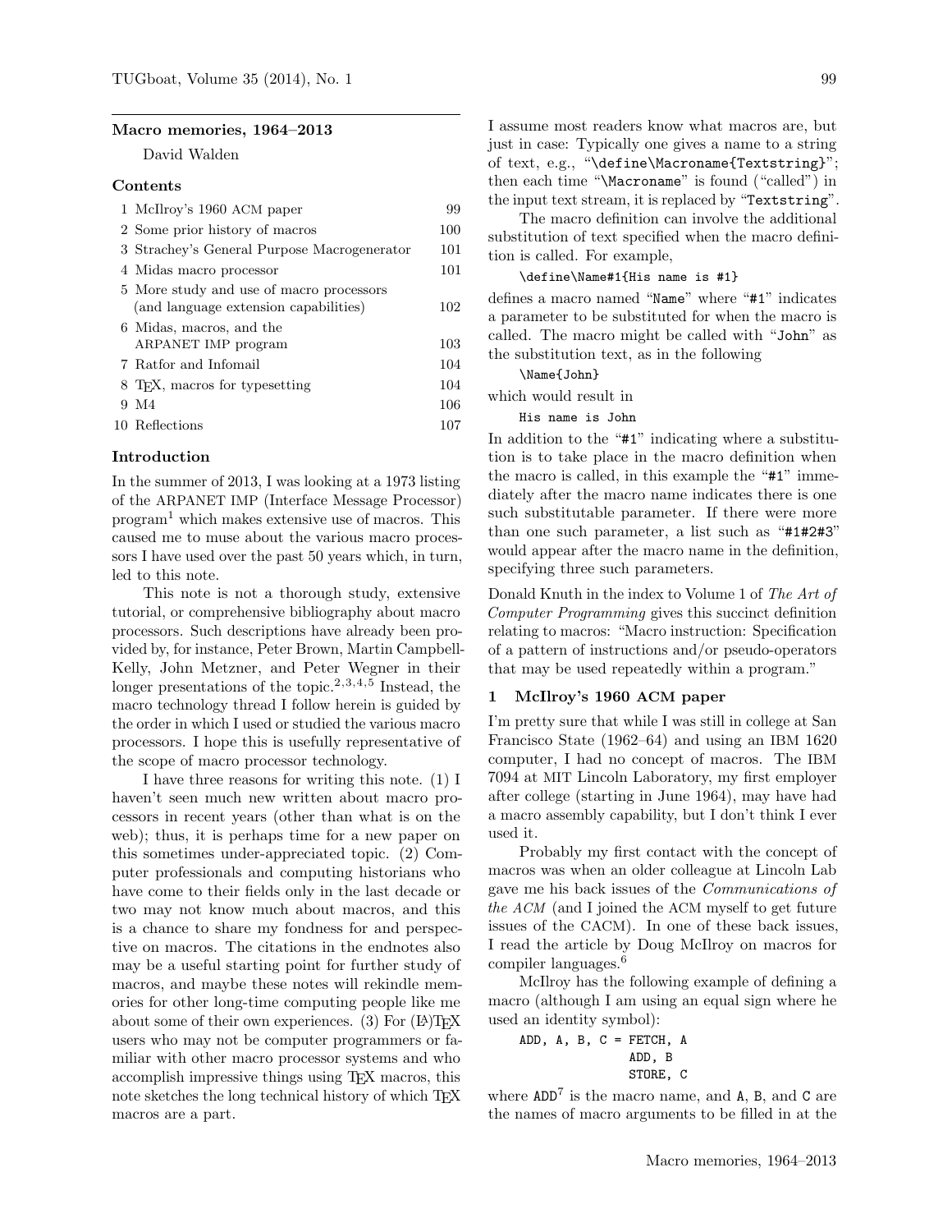## Macro memories, 1964–2013

David Walden

### Contents

| | | |
|---|---|---|
| 1 | McIlroy's 1960 ACM paper | 99 |
| 2 | Some prior history of macros | 100 |
| 3 | Strachey's General Purpose Macrogenerator | 101 |
| 4 | Midas macro processor | 101 |
| 5 | More study and use of macro processors (and language extension capabilities) | 102 |
| 6 | Midas, macros, and the ARPANET IMP program | 103 |
| 7 | Ratfor and Infomail | 104 |
| 8 | TEX, macros for typesetting | 104 |
| 9 | M4 | 106 |
| 10 | Reflections | 107 |

### Introduction

In the summer of 2013, I was looking at a 1973 listing of the ARPANET IMP (Interface Message Processor) program[1] which makes extensive use of macros. This caused me to muse about the various macro processors I have used over the past 50 years which, in turn, led to this note.

This note is not a thorough study, extensive tutorial, or comprehensive bibliography about macro processors. Such descriptions have already been provided by, for instance, Peter Brown, Martin Campbell-Kelly, John Metzner, and Peter Wegner in their longer presentations of the topic.[2,3,4,5] Instead, the macro technology thread I follow herein is guided by the order in which I used or studied the various macro processors. I hope this is usefully representative of the scope of macro processor technology.

I have three reasons for writing this note. (1) I haven't seen much new written about macro processors in recent years (other than what is on the web); thus, it is perhaps time for a new paper on this sometimes under-appreciated topic. (2) Computer professionals and computing historians who have come to their fields only in the last decade or two may not know much about macros, and this is a chance to share my fondness for and perspective on macros. The citations in the endnotes also may be a useful starting point for further study of macros, and maybe these notes will rekindle memories for other long-time computing people like me about some of their own experiences. (3) For (LA)TEX users who may not be computer programmers or familiar with other macro processor systems and who accomplish impressive things using TEX macros, this note sketches the long technical history of which TEX macros are a part.

I assume most readers know what macros are, but just in case: Typically one gives a name to a string of text, e.g., "`\define\Macroname{Textstring}`"; then each time "`\Macroname`" is found ("called") in the input text stream, it is replaced by "`Textstring`".

The macro definition can involve the additional substitution of text specified when the macro definition is called. For example,

```
\define\Name#1{His name is #1}
```

defines a macro named "`Name`" where "`#1`" indicates a parameter to be substituted for when the macro is called. The macro might be called with "`John`" as the substitution text, as in the following

```
\Name{John}
```

which would result in

```
His name is John
```

In addition to the "`#1`" indicating where a substitution is to take place in the macro definition when the macro is called, in this example the "`#1`" immediately after the macro name indicates there is one such substitutable parameter. If there were more than one such parameter, a list such as "`#1#2#3`" would appear after the macro name in the definition, specifying three such parameters.

Donald Knuth in the index to Volume 1 of *The Art of Computer Programming* gives this succinct definition relating to macros: "Macro instruction: Specification of a pattern of instructions and/or pseudo-operators that may be used repeatedly within a program."

### 1 McIlroy's 1960 ACM paper

I'm pretty sure that while I was still in college at San Francisco State (1962–64) and using an IBM 1620 computer, I had no concept of macros. The IBM 7094 at MIT Lincoln Laboratory, my first employer after college (starting in June 1964), may have had a macro assembly capability, but I don't think I ever used it.

Probably my first contact with the concept of macros was when an older colleague at Lincoln Lab gave me his back issues of the *Communications of the ACM* (and I joined the ACM myself to get future issues of the CACM). In one of these back issues, I read the article by Doug McIlroy on macros for compiler languages.[6]

McIlroy has the following example of defining a macro (although I am using an equal sign where he used an identity symbol):

```
ADD, A, B, C = FETCH, A
               ADD, B
               STORE, C
```

where `ADD`[7] is the macro name, and `A`, `B`, and `C` are the names of macro arguments to be filled in at the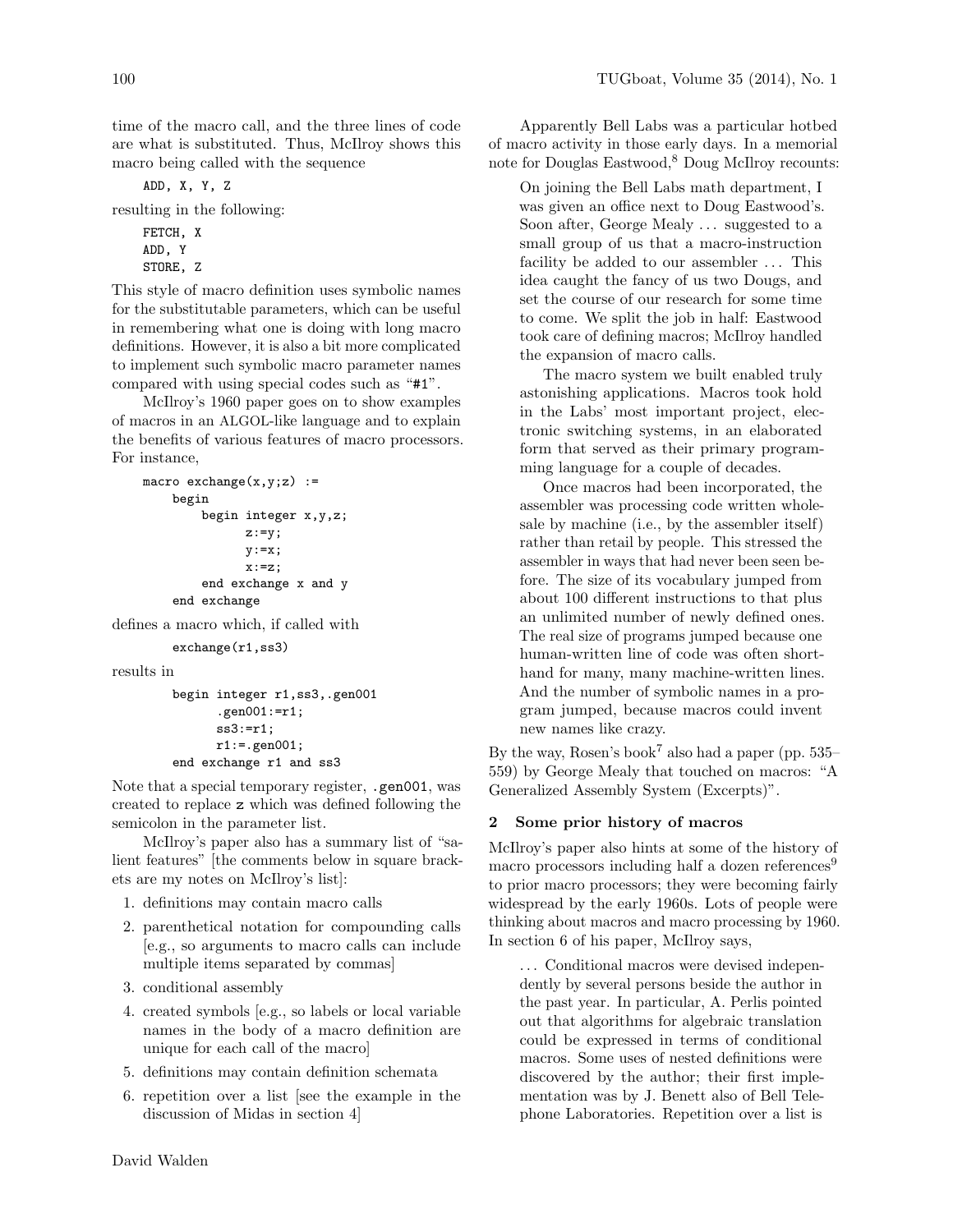time of the macro call, and the three lines of code are what is substituted. Thus, McIlroy shows this macro being called with the sequence

```
ADD, X, Y, Z
```

resulting in the following:

```
FETCH, X
ADD, Y
STORE, Z
```

This style of macro definition uses symbolic names for the substitutable parameters, which can be useful in remembering what one is doing with long macro definitions. However, it is also a bit more complicated to implement such symbolic macro parameter names compared with using special codes such as "#1".

McIlroy's 1960 paper goes on to show examples of macros in an ALGOL-like language and to explain the benefits of various features of macro processors. For instance,

```
macro exchange(x,y;z) :=
    begin
        begin integer x,y,z;
              z:=y;
              y:=x;
              x:=z;
        end exchange x and y
    end exchange
```

defines a macro which, if called with

```
    exchange(r1,ss3)
```

results in

```
    begin integer r1,ss3,.gen001
          .gen001:=r1;
          ss3:=r1;
          r1:=.gen001;
    end exchange r1 and ss3
```

Note that a special temporary register, `.gen001`, was created to replace `z` which was defined following the semicolon in the parameter list.

McIlroy's paper also has a summary list of "salient features" [the comments below in square brackets are my notes on McIlroy's list]:

1. definitions may contain macro calls
2. parenthetical notation for compounding calls [e.g., so arguments to macro calls can include multiple items separated by commas]
3. conditional assembly
4. created symbols [e.g., so labels or local variable names in the body of a macro definition are unique for each call of the macro]
5. definitions may contain definition schemata
6. repetition over a list [see the example in the discussion of Midas in section 4]

Apparently Bell Labs was a particular hotbed of macro activity in those early days. In a memorial note for Douglas Eastwood,[8] Doug McIlroy recounts:

> On joining the Bell Labs math department, I was given an office next to Doug Eastwood's. Soon after, George Mealy ... suggested to a small group of us that a macro-instruction facility be added to our assembler ... This idea caught the fancy of us two Dougs, and set the course of our research for some time to come. We split the job in half: Eastwood took care of defining macros; McIlroy handled the expansion of macro calls.
>
> The macro system we built enabled truly astonishing applications. Macros took hold in the Labs' most important project, electronic switching systems, in an elaborated form that served as their primary programming language for a couple of decades.
>
> Once macros had been incorporated, the assembler was processing code written wholesale by machine (i.e., by the assembler itself) rather than retail by people. This stressed the assembler in ways that had never been seen before. The size of its vocabulary jumped from about 100 different instructions to that plus an unlimited number of newly defined ones. The real size of programs jumped because one human-written line of code was often shorthand for many, many machine-written lines. And the number of symbolic names in a program jumped, because macros could invent new names like crazy.

By the way, Rosen's book[7] also had a paper (pp. 535–559) by George Mealy that touched on macros: "A Generalized Assembly System (Excerpts)".

## 2 Some prior history of macros

McIlroy's paper also hints at some of the history of macro processors including half a dozen references[9] to prior macro processors; they were becoming fairly widespread by the early 1960s. Lots of people were thinking about macros and macro processing by 1960. In section 6 of his paper, McIlroy says,

> ... Conditional macros were devised independently by several persons beside the author in the past year. In particular, A. Perlis pointed out that algorithms for algebraic translation could be expressed in terms of conditional macros. Some uses of nested definitions were discovered by the author; their first implementation was by J. Benett also of Bell Telephone Laboratories. Repetition over a list is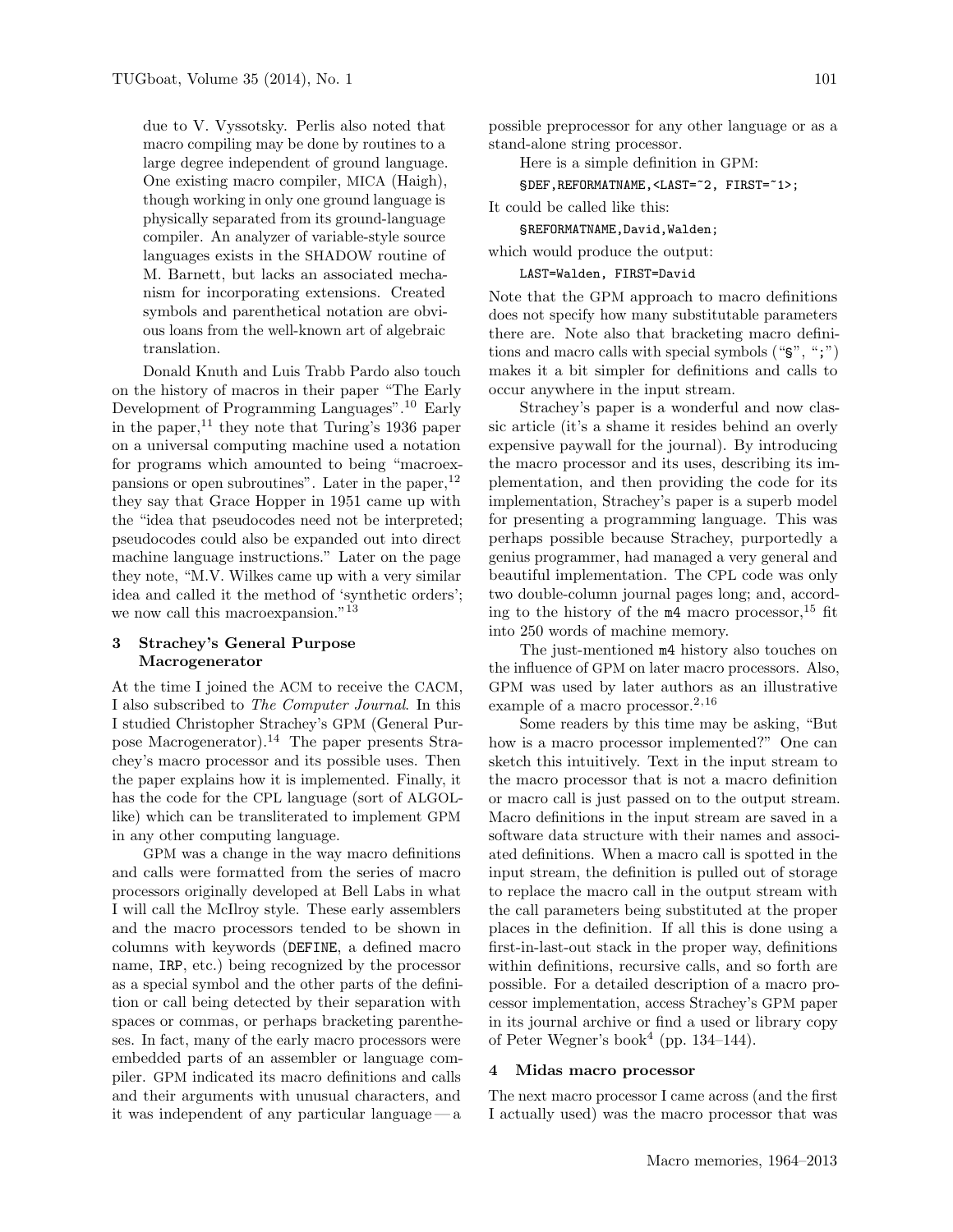due to V. Vyssotsky. Perlis also noted that macro compiling may be done by routines to a large degree independent of ground language. One existing macro compiler, MICA (Haigh), though working in only one ground language is physically separated from its ground-language compiler. An analyzer of variable-style source languages exists in the SHADOW routine of M. Barnett, but lacks an associated mechanism for incorporating extensions. Created symbols and parenthetical notation are obvious loans from the well-known art of algebraic translation.

Donald Knuth and Luis Trabb Pardo also touch on the history of macros in their paper "The Early Development of Programming Languages".[10] Early in the paper,[11] they note that Turing's 1936 paper on a universal computing machine used a notation for programs which amounted to being "macroexpansions or open subroutines". Later in the paper,[12] they say that Grace Hopper in 1951 came up with the "idea that pseudocodes need not be interpreted; pseudocodes could also be expanded out into direct machine language instructions." Later on the page they note, "M.V. Wilkes came up with a very similar idea and called it the method of 'synthetic orders'; we now call this macroexpansion."[13]

## 3 Strachey's General Purpose Macrogenerator

At the time I joined the ACM to receive the CACM, I also subscribed to *The Computer Journal*. In this I studied Christopher Strachey's GPM (General Purpose Macrogenerator).[14] The paper presents Strachey's macro processor and its possible uses. Then the paper explains how it is implemented. Finally, it has the code for the CPL language (sort of ALGOL-like) which can be transliterated to implement GPM in any other computing language.

GPM was a change in the way macro definitions and calls were formatted from the series of macro processors originally developed at Bell Labs in what I will call the McIlroy style. These early assemblers and the macro processors tended to be shown in columns with keywords (`DEFINE`, a defined macro name, `IRP`, etc.) being recognized by the processor as a special symbol and the other parts of the definition or call being detected by their separation with spaces or commas, or perhaps bracketing parentheses. In fact, many of the early macro processors were embedded parts of an assembler or language compiler. GPM indicated its macro definitions and calls and their arguments with unusual characters, and it was independent of any particular language — a possible preprocessor for any other language or as a stand-alone string processor.

Here is a simple definition in GPM:

```
§DEF,REFORMATNAME,<LAST=~2, FIRST=~1>;
```

It could be called like this:

```
§REFORMATNAME,David,Walden;
```

which would produce the output:

```
LAST=Walden, FIRST=David
```

Note that the GPM approach to macro definitions does not specify how many substitutable parameters there are. Note also that bracketing macro definitions and macro calls with special symbols ("`§`", "`;`") makes it a bit simpler for definitions and calls to occur anywhere in the input stream.

Strachey's paper is a wonderful and now classic article (it's a shame it resides behind an overly expensive paywall for the journal). By introducing the macro processor and its uses, describing its implementation, and then providing the code for its implementation, Strachey's paper is a superb model for presenting a programming language. This was perhaps possible because Strachey, purportedly a genius programmer, had managed a very general and beautiful implementation. The CPL code was only two double-column journal pages long; and, according to the history of the `m4` macro processor,[15] fit into 250 words of machine memory.

The just-mentioned `m4` history also touches on the influence of GPM on later macro processors. Also, GPM was used by later authors as an illustrative example of a macro processor.[2,16]

Some readers by this time may be asking, "But how is a macro processor implemented?" One can sketch this intuitively. Text in the input stream to the macro processor that is not a macro definition or macro call is just passed on to the output stream. Macro definitions in the input stream are saved in a software data structure with their names and associated definitions. When a macro call is spotted in the input stream, the definition is pulled out of storage to replace the macro call in the output stream with the call parameters being substituted at the proper places in the definition. If all this is done using a first-in-last-out stack in the proper way, definitions within definitions, recursive calls, and so forth are possible. For a detailed description of a macro processor implementation, access Strachey's GPM paper in its journal archive or find a used or library copy of Peter Wegner's book[4] (pp. 134–144).

## 4 Midas macro processor

The next macro processor I came across (and the first I actually used) was the macro processor that was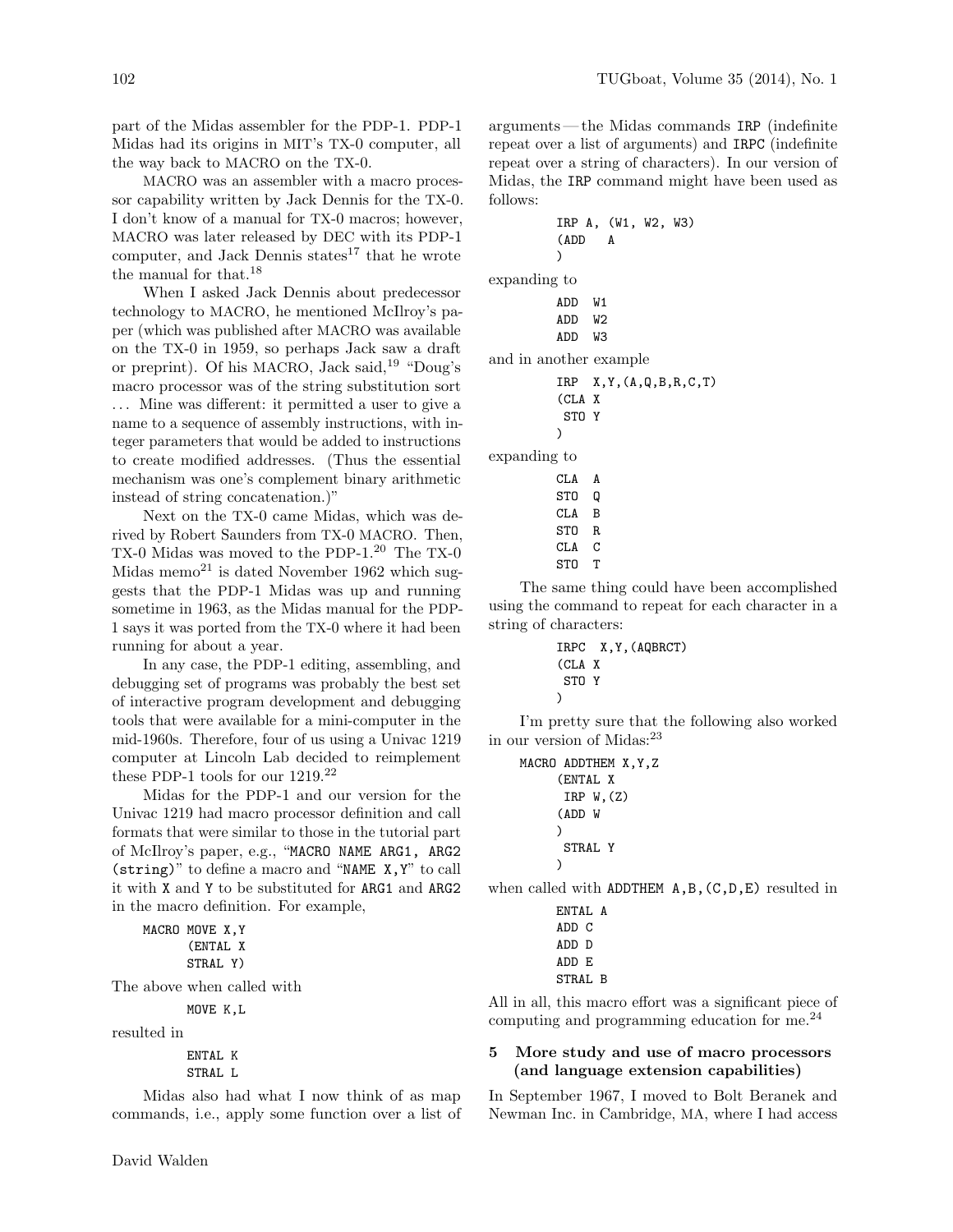part of the Midas assembler for the PDP-1. PDP-1 Midas had its origins in MIT's TX-0 computer, all the way back to MACRO on the TX-0.

MACRO was an assembler with a macro processor capability written by Jack Dennis for the TX-0. I don't know of a manual for TX-0 macros; however, MACRO was later released by DEC with its PDP-1 computer, and Jack Dennis states[17] that he wrote the manual for that.[18]

When I asked Jack Dennis about predecessor technology to MACRO, he mentioned McIlroy's paper (which was published after MACRO was available on the TX-0 in 1959, so perhaps Jack saw a draft or preprint). Of his MACRO, Jack said,[19] "Doug's macro processor was of the string substitution sort ... Mine was different: it permitted a user to give a name to a sequence of assembly instructions, with integer parameters that would be added to instructions to create modified addresses. (Thus the essential mechanism was one's complement binary arithmetic instead of string concatenation.)"

Next on the TX-0 came Midas, which was derived by Robert Saunders from TX-0 MACRO. Then, TX-0 Midas was moved to the PDP-1.[20] The TX-0 Midas memo[21] is dated November 1962 which suggests that the PDP-1 Midas was up and running sometime in 1963, as the Midas manual for the PDP-1 says it was ported from the TX-0 where it had been running for about a year.

In any case, the PDP-1 editing, assembling, and debugging set of programs was probably the best set of interactive program development and debugging tools that were available for a mini-computer in the mid-1960s. Therefore, four of us using a Univac 1219 computer at Lincoln Lab decided to reimplement these PDP-1 tools for our 1219.[22]

Midas for the PDP-1 and our version for the Univac 1219 had macro processor definition and call formats that were similar to those in the tutorial part of McIlroy's paper, e.g., "`MACRO NAME ARG1, ARG2 (string)`" to define a macro and "`NAME X,Y`" to call it with `X` and `Y` to be substituted for `ARG1` and `ARG2` in the macro definition. For example,

```
MACRO MOVE X,Y
      (ENTAL X
      STRAL Y)
```

The above when called with

```
MOVE K,L
```

resulted in

```
ENTAL K
STRAL L
```

Midas also had what I now think of as map commands, i.e., apply some function over a list of arguments — the Midas commands `IRP` (indefinite repeat over a list of arguments) and `IRPC` (indefinite repeat over a string of characters). In our version of Midas, the `IRP` command might have been used as follows:

```
IRP A, (W1, W2, W3)
(ADD   A
)
```

expanding to

```
ADD  W1
ADD  W2
ADD  W3
```

and in another example

```
IRP  X,Y,(A,Q,B,R,C,T)
(CLA X
 STO Y
)
```

expanding to

```
CLA  A
STO  Q
CLA  B
STO  R
CLA  C
STO  T
```

The same thing could have been accomplished using the command to repeat for each character in a string of characters:

```
IRPC  X,Y,(AQBRCT)
(CLA X
 STO Y
)
```

I'm pretty sure that the following also worked in our version of Midas:[23]

```
MACRO ADDTHEM X,Y,Z
      (ENTAL X
       IRP W,(Z)
      (ADD W
      )
       STRAL Y
      )
```

when called with `ADDTHEM A,B,(C,D,E)` resulted in

```
ENTAL A
ADD C
ADD D
ADD E
STRAL B
```

All in all, this macro effort was a significant piece of computing and programming education for me.[24]

## 5 More study and use of macro processors (and language extension capabilities)

In September 1967, I moved to Bolt Beranek and Newman Inc. in Cambridge, MA, where I had access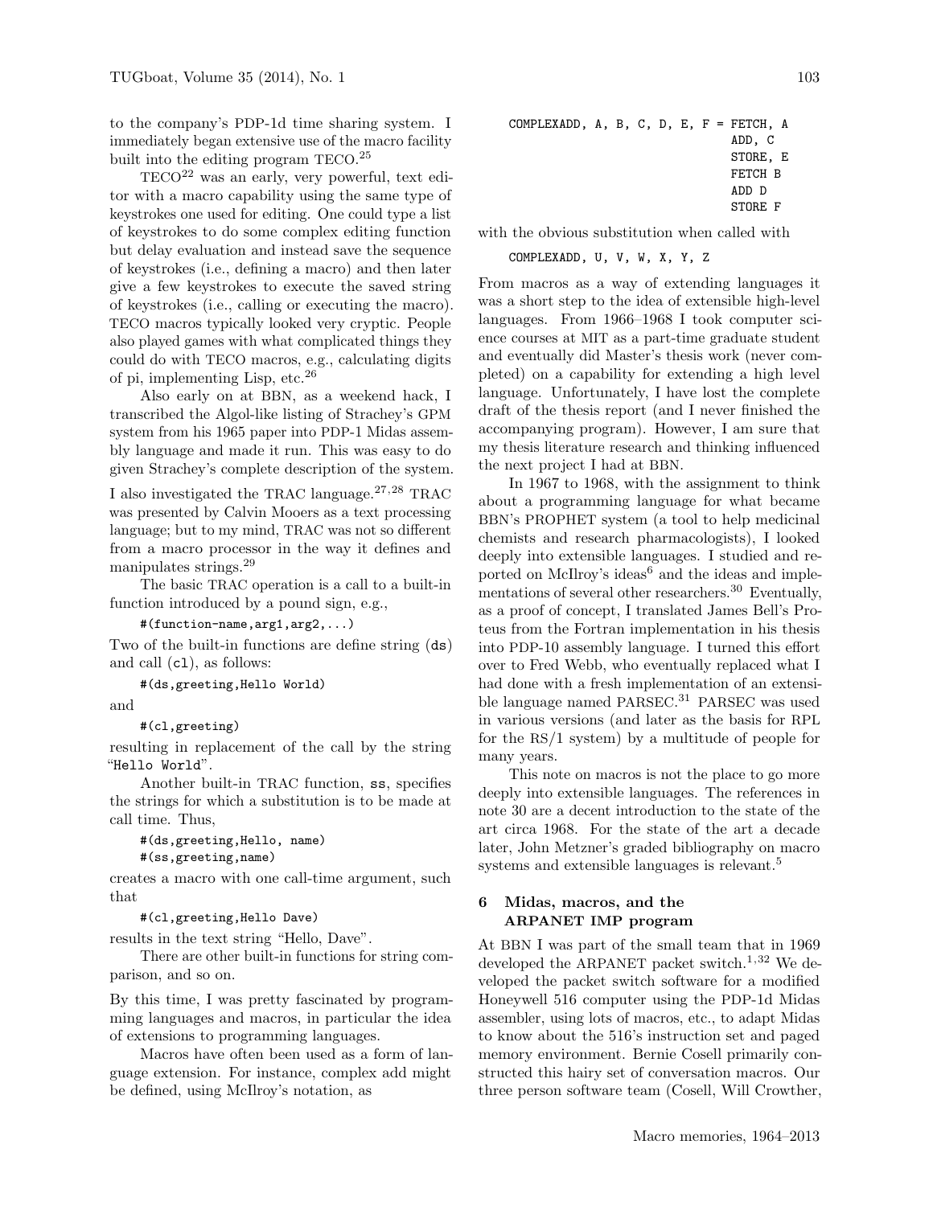to the company's PDP-1d time sharing system. I immediately began extensive use of the macro facility built into the editing program TECO.[25]

TECO[22] was an early, very powerful, text editor with a macro capability using the same type of keystrokes one used for editing. One could type a list of keystrokes to do some complex editing function but delay evaluation and instead save the sequence of keystrokes (i.e., defining a macro) and then later give a few keystrokes to execute the saved string of keystrokes (i.e., calling or executing the macro). TECO macros typically looked very cryptic. People also played games with what complicated things they could do with TECO macros, e.g., calculating digits of pi, implementing Lisp, etc.[26]

Also early on at BBN, as a weekend hack, I transcribed the Algol-like listing of Strachey's GPM system from his 1965 paper into PDP-1 Midas assembly language and made it run. This was easy to do given Strachey's complete description of the system.

I also investigated the TRAC language.[27,28] TRAC was presented by Calvin Mooers as a text processing language; but to my mind, TRAC was not so different from a macro processor in the way it defines and manipulates strings.[29]

The basic TRAC operation is a call to a built-in function introduced by a pound sign, e.g.,

```
#(function-name,arg1,arg2,...)
```

Two of the built-in functions are define string (`ds`) and call (`cl`), as follows:

```
#(ds,greeting,Hello World)
```

and

```
#(cl,greeting)
```

resulting in replacement of the call by the string "`Hello World`".

Another built-in TRAC function, `ss`, specifies the strings for which a substitution is to be made at call time. Thus,

```
#(ds,greeting,Hello, name)
#(ss,greeting,name)
```

creates a macro with one call-time argument, such that

```
#(cl,greeting,Hello Dave)
```

results in the text string "Hello, Dave".

There are other built-in functions for string comparison, and so on.

By this time, I was pretty fascinated by programming languages and macros, in particular the idea of extensions to programming languages.

Macros have often been used as a form of language extension. For instance, complex add might be defined, using McIlroy's notation, as

```
COMPLEXADD, A, B, C, D, E, F = FETCH, A
                               ADD, C
                               STORE, E
                               FETCH B
                               ADD D
                               STORE F
```

with the obvious substitution when called with

```
COMPLEXADD, U, V, W, X, Y, Z
```

From macros as a way of extending languages it was a short step to the idea of extensible high-level languages. From 1966–1968 I took computer science courses at MIT as a part-time graduate student and eventually did Master's thesis work (never completed) on a capability for extending a high level language. Unfortunately, I have lost the complete draft of the thesis report (and I never finished the accompanying program). However, I am sure that my thesis literature research and thinking influenced the next project I had at BBN.

In 1967 to 1968, with the assignment to think about a programming language for what became BBN's PROPHET system (a tool to help medicinal chemists and research pharmacologists), I looked deeply into extensible languages. I studied and reported on McIlroy's ideas[6] and the ideas and implementations of several other researchers.[30] Eventually, as a proof of concept, I translated James Bell's Proteus from the Fortran implementation in his thesis into PDP-10 assembly language. I turned this effort over to Fred Webb, who eventually replaced what I had done with a fresh implementation of an extensible language named PARSEC.[31] PARSEC was used in various versions (and later as the basis for RPL for the RS/1 system) by a multitude of people for many years.

This note on macros is not the place to go more deeply into extensible languages. The references in note 30 are a decent introduction to the state of the art circa 1968. For the state of the art a decade later, John Metzner's graded bibliography on macro systems and extensible languages is relevant.[5]

## 6 Midas, macros, and the ARPANET IMP program

At BBN I was part of the small team that in 1969 developed the ARPANET packet switch.[1,32] We developed the packet switch software for a modified Honeywell 516 computer using the PDP-1d Midas assembler, using lots of macros, etc., to adapt Midas to know about the 516's instruction set and paged memory environment. Bernie Cosell primarily constructed this hairy set of conversation macros. Our three person software team (Cosell, Will Crowther,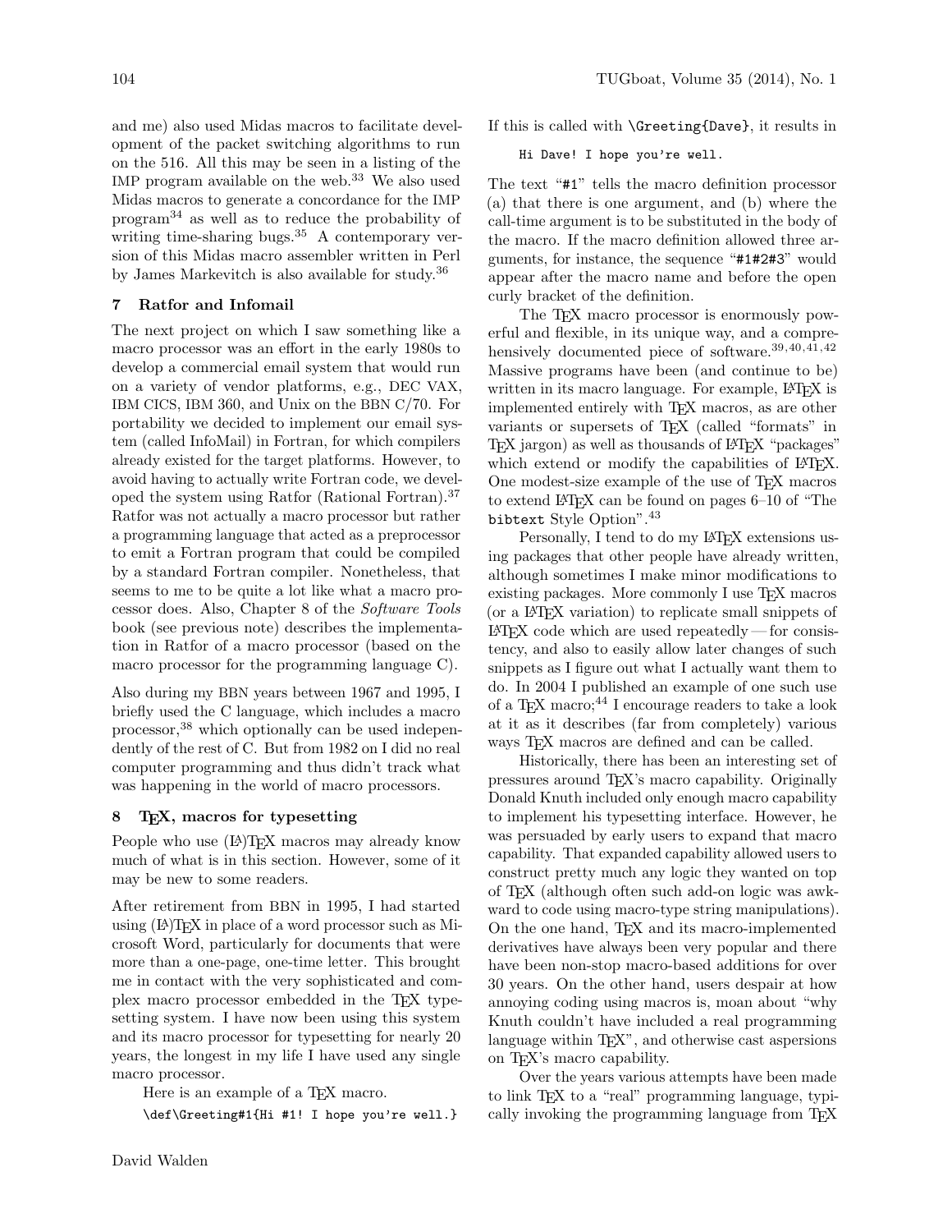and me) also used Midas macros to facilitate development of the packet switching algorithms to run on the 516. All this may be seen in a listing of the IMP program available on the web.[33] We also used Midas macros to generate a concordance for the IMP program[34] as well as to reduce the probability of writing time-sharing bugs.[35] A contemporary version of this Midas macro assembler written in Perl by James Markevitch is also available for study.[36]

## 7 Ratfor and Infomail

The next project on which I saw something like a macro processor was an effort in the early 1980s to develop a commercial email system that would run on a variety of vendor platforms, e.g., DEC VAX, IBM CICS, IBM 360, and Unix on the BBN C/70. For portability we decided to implement our email system (called InfoMail) in Fortran, for which compilers already existed for the target platforms. However, to avoid having to actually write Fortran code, we developed the system using Ratfor (Rational Fortran).[37] Ratfor was not actually a macro processor but rather a programming language that acted as a preprocessor to emit a Fortran program that could be compiled by a standard Fortran compiler. Nonetheless, that seems to me to be quite a lot like what a macro processor does. Also, Chapter 8 of the *Software Tools* book (see previous note) describes the implementation in Ratfor of a macro processor (based on the macro processor for the programming language C).

Also during my BBN years between 1967 and 1995, I briefly used the C language, which includes a macro processor,[38] which optionally can be used independently of the rest of C. But from 1982 on I did no real computer programming and thus didn't track what was happening in the world of macro processors.

## 8 TeX, macros for typesetting

People who use (LA)TeX macros may already know much of what is in this section. However, some of it may be new to some readers.

After retirement from BBN in 1995, I had started using (LA)TeX in place of a word processor such as Microsoft Word, particularly for documents that were more than a one-page, one-time letter. This brought me in contact with the very sophisticated and complex macro processor embedded in the TeX typesetting system. I have now been using this system and its macro processor for typesetting for nearly 20 years, the longest in my life I have used any single macro processor.

Here is an example of a TeX macro.

```
\def\Greeting#1{Hi #1! I hope you're well.}
```

If this is called with `\Greeting{Dave}`, it results in

```
Hi Dave! I hope you're well.
```

The text "`#1`" tells the macro definition processor (a) that there is one argument, and (b) where the call-time argument is to be substituted in the body of the macro. If the macro definition allowed three arguments, for instance, the sequence "`#1#2#3`" would appear after the macro name and before the open curly bracket of the definition.

The TeX macro processor is enormously powerful and flexible, in its unique way, and a comprehensively documented piece of software.[39,40,41,42] Massive programs have been (and continue to be) written in its macro language. For example, LaTeX is implemented entirely with TeX macros, as are other variants or supersets of TeX (called "formats" in TeX jargon) as well as thousands of LaTeX "packages" which extend or modify the capabilities of LaTeX. One modest-size example of the use of TeX macros to extend LaTeX can be found on pages 6–10 of "The `bibtext` Style Option".[43]

Personally, I tend to do my LaTeX extensions using packages that other people have already written, although sometimes I make minor modifications to existing packages. More commonly I use TeX macros (or a LaTeX variation) to replicate small snippets of LaTeX code which are used repeatedly — for consistency, and also to easily allow later changes of such snippets as I figure out what I actually want them to do. In 2004 I published an example of one such use of a TeX macro;[44] I encourage readers to take a look at it as it describes (far from completely) various ways TeX macros are defined and can be called.

Historically, there has been an interesting set of pressures around TeX's macro capability. Originally Donald Knuth included only enough macro capability to implement his typesetting interface. However, he was persuaded by early users to expand that macro capability. That expanded capability allowed users to construct pretty much any logic they wanted on top of TeX (although often such add-on logic was awkward to code using macro-type string manipulations). On the one hand, TeX and its macro-implemented derivatives have always been very popular and there have been non-stop macro-based additions for over 30 years. On the other hand, users despair at how annoying coding using macros is, moan about "why Knuth couldn't have included a real programming language within TeX", and otherwise cast aspersions on TeX's macro capability.

Over the years various attempts have been made to link TeX to a "real" programming language, typically invoking the programming language from TeX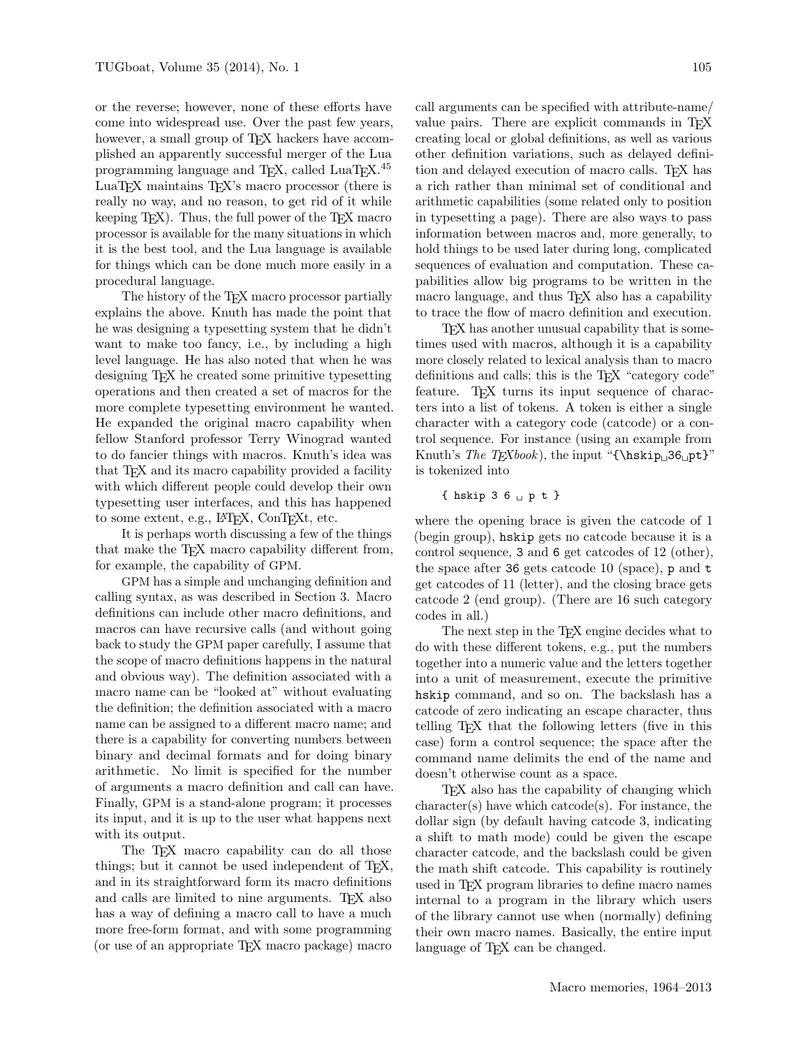or the reverse; however, none of these efforts have come into widespread use. Over the past few years, however, a small group of TeX hackers have accomplished an apparently successful merger of the Lua programming language and TeX, called LuaTeX.[45] LuaTeX maintains TeX's macro processor (there is really no way, and no reason, to get rid of it while keeping TeX). Thus, the full power of the TeX macro processor is available for the many situations in which it is the best tool, and the Lua language is available for things which can be done much more easily in a procedural language.

The history of the TeX macro processor partially explains the above. Knuth has made the point that he was designing a typesetting system that he didn't want to make too fancy, i.e., by including a high level language. He has also noted that when he was designing TeX he created some primitive typesetting operations and then created a set of macros for the more complete typesetting environment he wanted. He expanded the original macro capability when fellow Stanford professor Terry Winograd wanted to do fancier things with macros. Knuth's idea was that TeX and its macro capability provided a facility with which different people could develop their own typesetting user interfaces, and this has happened to some extent, e.g., LaTeX, ConTeXt, etc.

It is perhaps worth discussing a few of the things that make the TeX macro capability different from, for example, the capability of GPM.

GPM has a simple and unchanging definition and calling syntax, as was described in Section 3. Macro definitions can include other macro definitions, and macros can have recursive calls (and without going back to study the GPM paper carefully, I assume that the scope of macro definitions happens in the natural and obvious way). The definition associated with a macro name can be "looked at" without evaluating the definition; the definition associated with a macro name can be assigned to a different macro name; and there is a capability for converting numbers between binary and decimal formats and for doing binary arithmetic. No limit is specified for the number of arguments a macro definition and call can have. Finally, GPM is a stand-alone program; it processes its input, and it is up to the user what happens next with its output.

The TeX macro capability can do all those things; but it cannot be used independent of TeX, and in its straightforward form its macro definitions and calls are limited to nine arguments. TeX also has a way of defining a macro call to have a much more free-form format, and with some programming (or use of an appropriate TeX macro package) macro call arguments can be specified with attribute-name/value pairs. There are explicit commands in TeX creating local or global definitions, as well as various other definition variations, such as delayed definition and delayed execution of macro calls. TeX has a rich rather than minimal set of conditional and arithmetic capabilities (some related only to position in typesetting a page). There are also ways to pass information between macros and, more generally, to hold things to be used later during long, complicated sequences of evaluation and computation. These capabilities allow big programs to be written in the macro language, and thus TeX also has a capability to trace the flow of macro definition and execution.

TeX has another unusual capability that is sometimes used with macros, although it is a capability more closely related to lexical analysis than to macro definitions and calls; this is the TeX "category code" feature. TeX turns its input sequence of characters into a list of tokens. A token is either a single character with a category code (catcode) or a control sequence. For instance (using an example from Knuth's *The TeXbook*), the input "`{\hskip␣36␣pt}`" is tokenized into

```
{ hskip 3 6 ␣ p t }
```

where the opening brace is given the catcode of 1 (begin group), `hskip` gets no catcode because it is a control sequence, `3` and `6` get catcodes of 12 (other), the space after `36` gets catcode 10 (space), `p` and `t` get catcodes of 11 (letter), and the closing brace gets catcode 2 (end group). (There are 16 such category codes in all.)

The next step in the TeX engine decides what to do with these different tokens, e.g., put the numbers together into a numeric value and the letters together into a unit of measurement, execute the primitive `hskip` command, and so on. The backslash has a catcode of zero indicating an escape character, thus telling TeX that the following letters (five in this case) form a control sequence; the space after the command name delimits the end of the name and doesn't otherwise count as a space.

TeX also has the capability of changing which character(s) have which catcode(s). For instance, the dollar sign (by default having catcode 3, indicating a shift to math mode) could be given the escape character catcode, and the backslash could be given the math shift catcode. This capability is routinely used in TeX program libraries to define macro names internal to a program in the library which users of the library cannot use when (normally) defining their own macro names. Basically, the entire input language of TeX can be changed.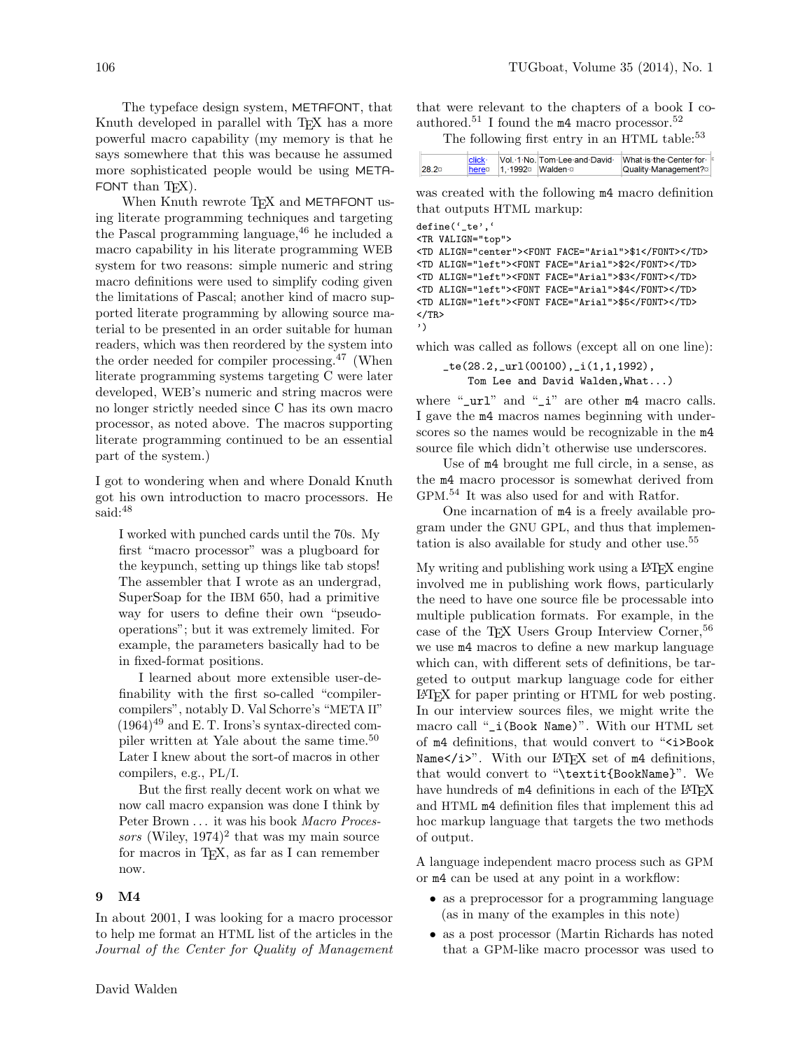The typeface design system, METAFONT, that Knuth developed in parallel with TeX has a more powerful macro capability (my memory is that he says somewhere that this was because he assumed more sophisticated people would be using METAFONT than TeX).

When Knuth rewrote TeX and METAFONT using literate programming techniques and targeting the Pascal programming language,[46] he included a macro capability in his literate programming WEB system for two reasons: simple numeric and string macro definitions were used to simplify coding given the limitations of Pascal; another kind of macro supported literate programming by allowing source material to be presented in an order suitable for human readers, which was then reordered by the system into the order needed for compiler processing.[47] (When literate programming systems targeting C were later developed, WEB's numeric and string macros were no longer strictly needed since C has its own macro processor, as noted above. The macros supporting literate programming continued to be an essential part of the system.)

I got to wondering when and where Donald Knuth got his own introduction to macro processors. He said:[48]

> I worked with punched cards until the 70s. My first "macro processor" was a plugboard for the keypunch, setting up things like tab stops! The assembler that I wrote as an undergrad, SuperSoap for the IBM 650, had a primitive way for users to define their own "pseudo-operations"; but it was extremely limited. For example, the parameters basically had to be in fixed-format positions.
>
> I learned about more extensible user-definability with the first so-called "compiler-compilers", notably D. Val Schorre's "META II" (1964)[49] and E. T. Irons's syntax-directed compiler written at Yale about the same time.[50] Later I knew about the sort-of macros in other compilers, e.g., PL/I.
>
> But the first really decent work on what we now call macro expansion was done I think by Peter Brown ... it was his book *Macro Processors* (Wiley, 1974)[2] that was my main source for macros in TeX, as far as I can remember now.

## 9 M4

In about 2001, I was looking for a macro processor to help me format an HTML list of the articles in the *Journal of the Center for Quality of Management* that were relevant to the chapters of a book I co-authored.[51] I found the m4 macro processor.[52]

The following first entry in an HTML table:[53]

| | | | | |
|---|---|---|---|---|
| 28.2 | click here | Vol. 1 No. 1, 1992 | Tom Lee and David Walden | What is the Center for Quality Management? |

was created with the following m4 macro definition that outputs HTML markup:

```
define(`_te',`
<TR VALIGN="top">
<TD ALIGN="center"><FONT FACE="Arial">$1</FONT></TD>
<TD ALIGN="left"><FONT FACE="Arial">$2</FONT></TD>
<TD ALIGN="left"><FONT FACE="Arial">$3</FONT></TD>
<TD ALIGN="left"><FONT FACE="Arial">$4</FONT></TD>
<TD ALIGN="left"><FONT FACE="Arial">$5</FONT></TD>
</TR>
')
```

which was called as follows (except all on one line):

```
_te(28.2,_url(00100),_i(1,1,1992),
    Tom Lee and David Walden,What...)
```

where "_url" and "_i" are other m4 macro calls. I gave the m4 macros names beginning with underscores so the names would be recognizable in the m4 source file which didn't otherwise use underscores.

Use of m4 brought me full circle, in a sense, as the m4 macro processor is somewhat derived from GPM.[54] It was also used for and with Ratfor.

One incarnation of m4 is a freely available program under the GNU GPL, and thus that implementation is also available for study and other use.[55]

My writing and publishing work using a LaTeX engine involved me in publishing work flows, particularly the need to have one source file be processable into multiple publication formats. For example, in the case of the TeX Users Group Interview Corner,[56] we use m4 macros to define a new markup language which can, with different sets of definitions, be targeted to output markup language code for either LaTeX for paper printing or HTML for web posting. In our interview sources files, we might write the macro call "_i(Book Name)". With our HTML set of m4 definitions, that would convert to "<i>Book Name</i>". With our LaTeX set of m4 definitions, that would convert to "\textit{BookName}". We have hundreds of m4 definitions in each of the LaTeX and HTML m4 definition files that implement this ad hoc markup language that targets the two methods of output.

A language independent macro process such as GPM or m4 can be used at any point in a workflow:

- as a preprocessor for a programming language (as in many of the examples in this note)
- as a post processor (Martin Richards has noted that a GPM-like macro processor was used to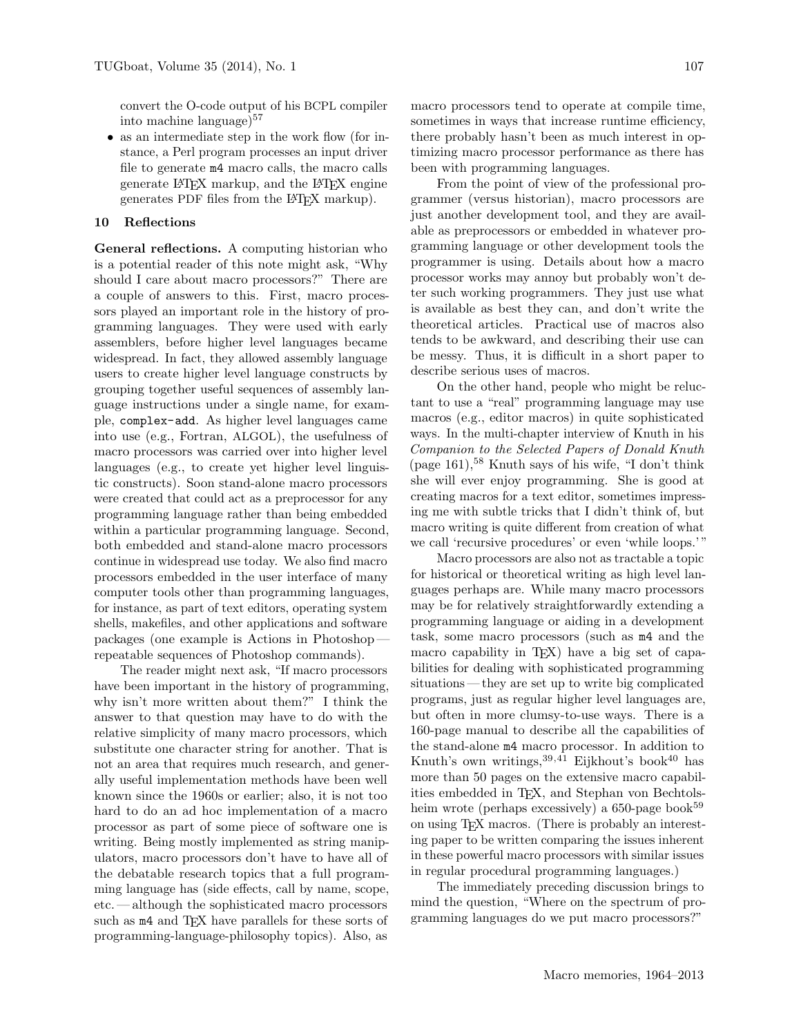convert the O-code output of his BCPL compiler into machine language)[57]

- as an intermediate step in the work flow (for instance, a Perl program processes an input driver file to generate `m4` macro calls, the macro calls generate LaTeX markup, and the LaTeX engine generates PDF files from the LaTeX markup).

## 10 Reflections

**General reflections.** A computing historian who is a potential reader of this note might ask, "Why should I care about macro processors?" There are a couple of answers to this. First, macro processors played an important role in the history of programming languages. They were used with early assemblers, before higher level languages became widespread. In fact, they allowed assembly language users to create higher level language constructs by grouping together useful sequences of assembly language instructions under a single name, for example, `complex-add`. As higher level languages came into use (e.g., Fortran, ALGOL), the usefulness of macro processors was carried over into higher level languages (e.g., to create yet higher level linguistic constructs). Soon stand-alone macro processors were created that could act as a preprocessor for any programming language rather than being embedded within a particular programming language. Second, both embedded and stand-alone macro processors continue in widespread use today. We also find macro processors embedded in the user interface of many computer tools other than programming languages, for instance, as part of text editors, operating system shells, makefiles, and other applications and software packages (one example is Actions in Photoshop — repeatable sequences of Photoshop commands).

The reader might next ask, "If macro processors have been important in the history of programming, why isn't more written about them?" I think the answer to that question may have to do with the relative simplicity of many macro processors, which substitute one character string for another. That is not an area that requires much research, and generally useful implementation methods have been well known since the 1960s or earlier; also, it is not too hard to do an ad hoc implementation of a macro processor as part of some piece of software one is writing. Being mostly implemented as string manipulators, macro processors don't have to have all of the debatable research topics that a full programming language has (side effects, call by name, scope, etc. — although the sophisticated macro processors such as `m4` and TeX have parallels for these sorts of programming-language-philosophy topics). Also, as macro processors tend to operate at compile time, sometimes in ways that increase runtime efficiency, there probably hasn't been as much interest in optimizing macro processor performance as there has been with programming languages.

From the point of view of the professional programmer (versus historian), macro processors are just another development tool, and they are available as preprocessors or embedded in whatever programming language or other development tools the programmer is using. Details about how a macro processor works may annoy but probably won't deter such working programmers. They just use what is available as best they can, and don't write the theoretical articles. Practical use of macros also tends to be awkward, and describing their use can be messy. Thus, it is difficult in a short paper to describe serious uses of macros.

On the other hand, people who might be reluctant to use a "real" programming language may use macros (e.g., editor macros) in quite sophisticated ways. In the multi-chapter interview of Knuth in his *Companion to the Selected Papers of Donald Knuth* (page 161),[58] Knuth says of his wife, "I don't think she will ever enjoy programming. She is good at creating macros for a text editor, sometimes impressing me with subtle tricks that I didn't think of, but macro writing is quite different from creation of what we call 'recursive procedures' or even 'while loops.'"

Macro processors are also not as tractable a topic for historical or theoretical writing as high level languages perhaps are. While many macro processors may be for relatively straightforwardly extending a programming language or aiding in a development task, some macro processors (such as `m4` and the macro capability in TeX) have a big set of capabilities for dealing with sophisticated programming situations — they are set up to write big complicated programs, just as regular higher level languages are, but often in more clumsy-to-use ways. There is a 160-page manual to describe all the capabilities of the stand-alone `m4` macro processor. In addition to Knuth's own writings,[39,41] Eijkhout's book[40] has more than 50 pages on the extensive macro capabilities embedded in TeX, and Stephan von Bechtolsheim wrote (perhaps excessively) a 650-page book[59] on using TeX macros. (There is probably an interesting paper to be written comparing the issues inherent in these powerful macro processors with similar issues in regular procedural programming languages.)

The immediately preceding discussion brings to mind the question, "Where on the spectrum of programming languages do we put macro processors?"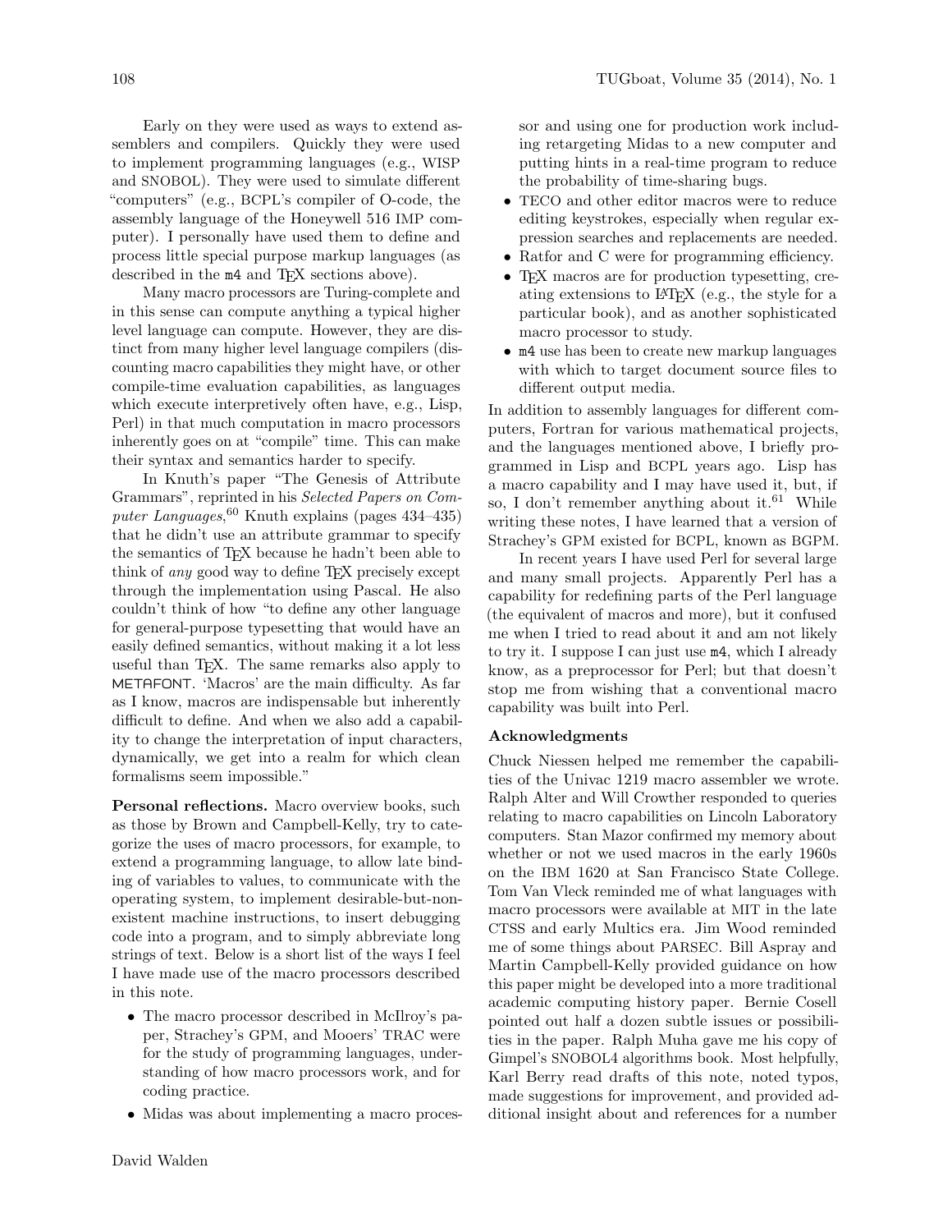Early on they were used as ways to extend assemblers and compilers. Quickly they were used to implement programming languages (e.g., WISP and SNOBOL). They were used to simulate different "computers" (e.g., BCPL's compiler of O-code, the assembly language of the Honeywell 516 IMP computer). I personally have used them to define and process little special purpose markup languages (as described in the `m4` and TeX sections above).

Many macro processors are Turing-complete and in this sense can compute anything a typical higher level language can compute. However, they are distinct from many higher level language compilers (discounting macro capabilities they might have, or other compile-time evaluation capabilities, as languages which execute interpretively often have, e.g., Lisp, Perl) in that much computation in macro processors inherently goes on at "compile" time. This can make their syntax and semantics harder to specify.

In Knuth's paper "The Genesis of Attribute Grammars", reprinted in his *Selected Papers on Computer Languages*,[60] Knuth explains (pages 434–435) that he didn't use an attribute grammar to specify the semantics of TeX because he hadn't been able to think of *any* good way to define TeX precisely except through the implementation using Pascal. He also couldn't think of how "to define any other language for general-purpose typesetting that would have an easily defined semantics, without making it a lot less useful than TeX. The same remarks also apply to METAFONT. 'Macros' are the main difficulty. As far as I know, macros are indispensable but inherently difficult to define. And when we also add a capability to change the interpretation of input characters, dynamically, we get into a realm for which clean formalisms seem impossible."

**Personal reflections.** Macro overview books, such as those by Brown and Campbell-Kelly, try to categorize the uses of macro processors, for example, to extend a programming language, to allow late binding of variables to values, to communicate with the operating system, to implement desirable-but-nonexistent machine instructions, to insert debugging code into a program, and to simply abbreviate long strings of text. Below is a short list of the ways I feel I have made use of the macro processors described in this note.

- The macro processor described in McIlroy's paper, Strachey's GPM, and Mooers' TRAC were for the study of programming languages, understanding of how macro processors work, and for coding practice.
- Midas was about implementing a macro processor and using one for production work including retargeting Midas to a new computer and putting hints in a real-time program to reduce the probability of time-sharing bugs.
- TECO and other editor macros were to reduce editing keystrokes, especially when regular expression searches and replacements are needed.
- Ratfor and C were for programming efficiency.
- TeX macros are for production typesetting, creating extensions to LaTeX (e.g., the style for a particular book), and as another sophisticated macro processor to study.
- `m4` use has been to create new markup languages with which to target document source files to different output media.

In addition to assembly languages for different computers, Fortran for various mathematical projects, and the languages mentioned above, I briefly programmed in Lisp and BCPL years ago. Lisp has a macro capability and I may have used it, but, if so, I don't remember anything about it.[61] While writing these notes, I have learned that a version of Strachey's GPM existed for BCPL, known as BGPM.

In recent years I have used Perl for several large and many small projects. Apparently Perl has a capability for redefining parts of the Perl language (the equivalent of macros and more), but it confused me when I tried to read about it and am not likely to try it. I suppose I can just use `m4`, which I already know, as a preprocessor for Perl; but that doesn't stop me from wishing that a conventional macro capability was built into Perl.

### Acknowledgments

Chuck Niessen helped me remember the capabilities of the Univac 1219 macro assembler we wrote. Ralph Alter and Will Crowther responded to queries relating to macro capabilities on Lincoln Laboratory computers. Stan Mazor confirmed my memory about whether or not we used macros in the early 1960s on the IBM 1620 at San Francisco State College. Tom Van Vleck reminded me of what languages with macro processors were available at MIT in the late CTSS and early Multics era. Jim Wood reminded me of some things about PARSEC. Bill Aspray and Martin Campbell-Kelly provided guidance on how this paper might be developed into a more traditional academic computing history paper. Bernie Cosell pointed out half a dozen subtle issues or possibilities in the paper. Ralph Muha gave me his copy of Gimpel's SNOBOL4 algorithms book. Most helpfully, Karl Berry read drafts of this note, noted typos, made suggestions for improvement, and provided additional insight about and references for a number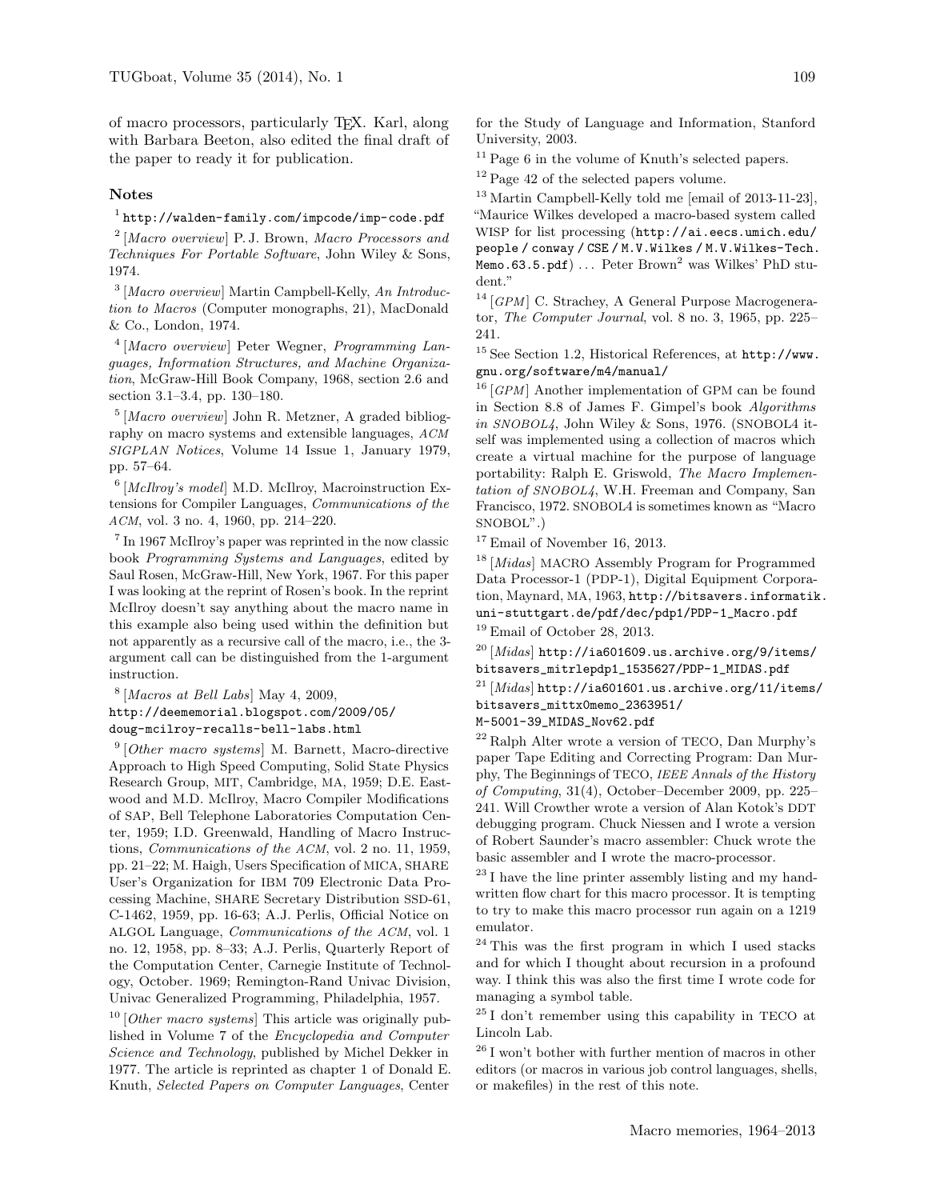of macro processors, particularly TeX. Karl, along with Barbara Beeton, also edited the final draft of the paper to ready it for publication.

### Notes

[1] `http://walden-family.com/impcode/imp-code.pdf`

[2] [*Macro overview*] P. J. Brown, *Macro Processors and Techniques For Portable Software*, John Wiley & Sons, 1974.

[3] [*Macro overview*] Martin Campbell-Kelly, *An Introduction to Macros* (Computer monographs, 21), MacDonald & Co., London, 1974.

[4] [*Macro overview*] Peter Wegner, *Programming Languages, Information Structures, and Machine Organization*, McGraw-Hill Book Company, 1968, section 2.6 and section 3.1–3.4, pp. 130–180.

[5] [*Macro overview*] John R. Metzner, A graded bibliography on macro systems and extensible languages, *ACM SIGPLAN Notices*, Volume 14 Issue 1, January 1979, pp. 57–64.

[6] [*McIlroy's model*] M.D. McIlroy, Macroinstruction Extensions for Compiler Languages, *Communications of the ACM*, vol. 3 no. 4, 1960, pp. 214–220.

[7] In 1967 McIlroy's paper was reprinted in the now classic book *Programming Systems and Languages*, edited by Saul Rosen, McGraw-Hill, New York, 1967. For this paper I was looking at the reprint of Rosen's book. In the reprint McIlroy doesn't say anything about the macro name in this example also being used within the definition but not apparently as a recursive call of the macro, i.e., the 3-argument call can be distinguished from the 1-argument instruction.

[8] [*Macros at Bell Labs*] May 4, 2009, `http://deememorial.blogspot.com/2009/05/doug-mcilroy-recalls-bell-labs.html`

[9] [*Other macro systems*] M. Barnett, Macro-directive Approach to High Speed Computing, Solid State Physics Research Group, MIT, Cambridge, MA, 1959; D.E. Eastwood and M.D. McIlroy, Macro Compiler Modifications of SAP, Bell Telephone Laboratories Computation Center, 1959; I.D. Greenwald, Handling of Macro Instructions, *Communications of the ACM*, vol. 2 no. 11, 1959, pp. 21–22; M. Haigh, Users Specification of MICA, SHARE User's Organization for IBM 709 Electronic Data Processing Machine, SHARE Secretary Distribution SSD-61, C-1462, 1959, pp. 16-63; A.J. Perlis, Official Notice on ALGOL Language, *Communications of the ACM*, vol. 1 no. 12, 1958, pp. 8–33; A.J. Perlis, Quarterly Report of the Computation Center, Carnegie Institute of Technology, October. 1969; Remington-Rand Univac Division, Univac Generalized Programming, Philadelphia, 1957.

[10] [*Other macro systems*] This article was originally published in Volume 7 of the *Encyclopedia and Computer Science and Technology*, published by Michel Dekker in 1977. The article is reprinted as chapter 1 of Donald E. Knuth, *Selected Papers on Computer Languages*, Center for the Study of Language and Information, Stanford University, 2003.

[11] Page 6 in the volume of Knuth's selected papers.

[12] Page 42 of the selected papers volume.

[13] Martin Campbell-Kelly told me [email of 2013-11-23], "Maurice Wilkes developed a macro-based system called WISP for list processing (`http://ai.eecs.umich.edu/people/conway/CSE/M.V.Wilkes/M.V.Wilkes-Tech.Memo.63.5.pdf`) … Peter Brown[2] was Wilkes' PhD student."

[14] [*GPM*] C. Strachey, A General Purpose Macrogenerator, *The Computer Journal*, vol. 8 no. 3, 1965, pp. 225–241.

[15] See Section 1.2, Historical References, at `http://www.gnu.org/software/m4/manual/`

[16] [*GPM*] Another implementation of GPM can be found in Section 8.8 of James F. Gimpel's book *Algorithms in SNOBOL4*, John Wiley & Sons, 1976. (SNOBOL4 itself was implemented using a collection of macros which create a virtual machine for the purpose of language portability: Ralph E. Griswold, *The Macro Implementation of SNOBOL4*, W.H. Freeman and Company, San Francisco, 1972. SNOBOL4 is sometimes known as "Macro SNOBOL".)

[17] Email of November 16, 2013.

[18] [*Midas*] MACRO Assembly Program for Programmed Data Processor-1 (PDP-1), Digital Equipment Corporation, Maynard, MA, 1963, `http://bitsavers.informatik.uni-stuttgart.de/pdf/dec/pdp1/PDP-1_Macro.pdf`

[19] Email of October 28, 2013.

[20] [*Midas*] `http://ia601609.us.archive.org/9/items/bitsavers_mitrlepdp1_1535627/PDP-1_MIDAS.pdf`

[21] [*Midas*] `http://ia601601.us.archive.org/11/items/bitsavers_mittx0memo_2363951/M-5001-39_MIDAS_Nov62.pdf`

[22] Ralph Alter wrote a version of TECO, Dan Murphy's paper Tape Editing and Correcting Program: Dan Murphy, The Beginnings of TECO, *IEEE Annals of the History of Computing*, 31(4), October–December 2009, pp. 225–241. Will Crowther wrote a version of Alan Kotok's DDT debugging program. Chuck Niessen and I wrote a version of Robert Saunder's macro assembler: Chuck wrote the basic assembler and I wrote the macro-processor.

[23] I have the line printer assembly listing and my handwritten flow chart for this macro processor. It is tempting to try to make this macro processor run again on a 1219 emulator.

[24] This was the first program in which I used stacks and for which I thought about recursion in a profound way. I think this was also the first time I wrote code for managing a symbol table.

[25] I don't remember using this capability in TECO at Lincoln Lab.

[26] I won't bother with further mention of macros in other editors (or macros in various job control languages, shells, or makefiles) in the rest of this note.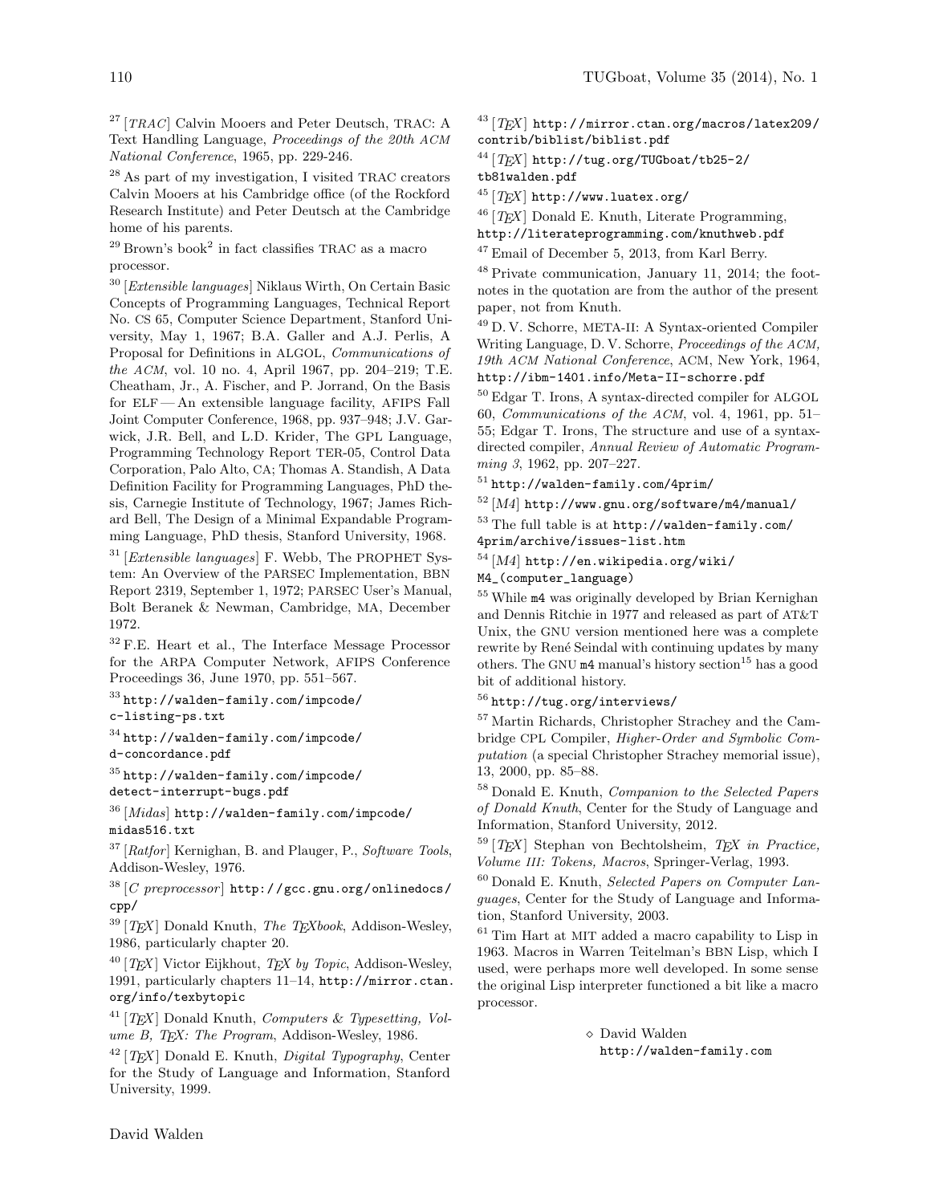[27] [*TRAC*] Calvin Mooers and Peter Deutsch, TRAC: A Text Handling Language, *Proceedings of the 20th ACM National Conference*, 1965, pp. 229-246.

[28] As part of my investigation, I visited TRAC creators Calvin Mooers at his Cambridge office (of the Rockford Research Institute) and Peter Deutsch at the Cambridge home of his parents.

[29] Brown's book[2] in fact classifies TRAC as a macro processor.

[30] [*Extensible languages*] Niklaus Wirth, On Certain Basic Concepts of Programming Languages, Technical Report No. CS 65, Computer Science Department, Stanford University, May 1, 1967; B.A. Galler and A.J. Perlis, A Proposal for Definitions in ALGOL, *Communications of the ACM*, vol. 10 no. 4, April 1967, pp. 204–219; T.E. Cheatham, Jr., A. Fischer, and P. Jorrand, On the Basis for ELF — An extensible language facility, AFIPS Fall Joint Computer Conference, 1968, pp. 937–948; J.V. Garwick, J.R. Bell, and L.D. Krider, The GPL Language, Programming Technology Report TER-05, Control Data Corporation, Palo Alto, CA; Thomas A. Standish, A Data Definition Facility for Programming Languages, PhD thesis, Carnegie Institute of Technology, 1967; James Richard Bell, The Design of a Minimal Expandable Programming Language, PhD thesis, Stanford University, 1968.

[31] [*Extensible languages*] F. Webb, The PROPHET System: An Overview of the PARSEC Implementation, BBN Report 2319, September 1, 1972; PARSEC User's Manual, Bolt Beranek & Newman, Cambridge, MA, December 1972.

[32] F.E. Heart et al., The Interface Message Processor for the ARPA Computer Network, AFIPS Conference Proceedings 36, June 1970, pp. 551–567.

[33] `http://walden-family.com/impcode/c-listing-ps.txt`

[34] `http://walden-family.com/impcode/d-concordance.pdf`

[35] `http://walden-family.com/impcode/detect-interrupt-bugs.pdf`

[36] [*Midas*] `http://walden-family.com/impcode/midas516.txt`

[37] [*Ratfor*] Kernighan, B. and Plauger, P., *Software Tools*, Addison-Wesley, 1976.

[38] [*C preprocessor*] `http://gcc.gnu.org/onlinedocs/cpp/`

[39] [*TeX*] Donald Knuth, *The TeXbook*, Addison-Wesley, 1986, particularly chapter 20.

[40] [*TeX*] Victor Eijkhout, *TeX by Topic*, Addison-Wesley, 1991, particularly chapters 11–14, `http://mirror.ctan.org/info/texbytopic`

[41] [*TeX*] Donald Knuth, *Computers & Typesetting, Volume B, TeX: The Program*, Addison-Wesley, 1986.

[42] [*TeX*] Donald E. Knuth, *Digital Typography*, Center for the Study of Language and Information, Stanford University, 1999.

[43] [*TeX*] `http://mirror.ctan.org/macros/latex209/contrib/biblist/biblist.pdf`

[44] [*TeX*] `http://tug.org/TUGboat/tb25-2/tb81walden.pdf`

[45] [*TeX*] `http://www.luatex.org/`

[46] [*TeX*] Donald E. Knuth, Literate Programming, `http://literateprogramming.com/knuthweb.pdf`

[47] Email of December 5, 2013, from Karl Berry.

[48] Private communication, January 11, 2014; the footnotes in the quotation are from the author of the present paper, not from Knuth.

[49] D. V. Schorre, META-II: A Syntax-oriented Compiler Writing Language, D. V. Schorre, *Proceedings of the ACM, 19th ACM National Conference*, ACM, New York, 1964, `http://ibm-1401.info/Meta-II-schorre.pdf`

[50] Edgar T. Irons, A syntax-directed compiler for ALGOL 60, *Communications of the ACM*, vol. 4, 1961, pp. 51–55; Edgar T. Irons, The structure and use of a syntax-directed compiler, *Annual Review of Automatic Programming 3*, 1962, pp. 207–227.

[51] `http://walden-family.com/4prim/`

[52] [*M4*] `http://www.gnu.org/software/m4/manual/`

[53] The full table is at `http://walden-family.com/4prim/archive/issues-list.htm`

[54] [*M4*] `http://en.wikipedia.org/wiki/M4_(computer_language)`

[55] While `m4` was originally developed by Brian Kernighan and Dennis Ritchie in 1977 and released as part of AT&T Unix, the GNU version mentioned here was a complete rewrite by René Seindal with continuing updates by many others. The GNU `m4` manual's history section[15] has a good bit of additional history.

[56] `http://tug.org/interviews/`

[57] Martin Richards, Christopher Strachey and the Cambridge CPL Compiler, *Higher-Order and Symbolic Computation* (a special Christopher Strachey memorial issue), 13, 2000, pp. 85–88.

[58] Donald E. Knuth, *Companion to the Selected Papers of Donald Knuth*, Center for the Study of Language and Information, Stanford University, 2012.

[59] [*TeX*] Stephan von Bechtolsheim, *TeX in Practice, Volume III: Tokens, Macros*, Springer-Verlag, 1993.

[60] Donald E. Knuth, *Selected Papers on Computer Languages*, Center for the Study of Language and Information, Stanford University, 2003.

[61] Tim Hart at MIT added a macro capability to Lisp in 1963. Macros in Warren Teitelman's BBN Lisp, which I used, were perhaps more well developed. In some sense the original Lisp interpreter functioned a bit like a macro processor.

◇ David Walden
`http://walden-family.com`